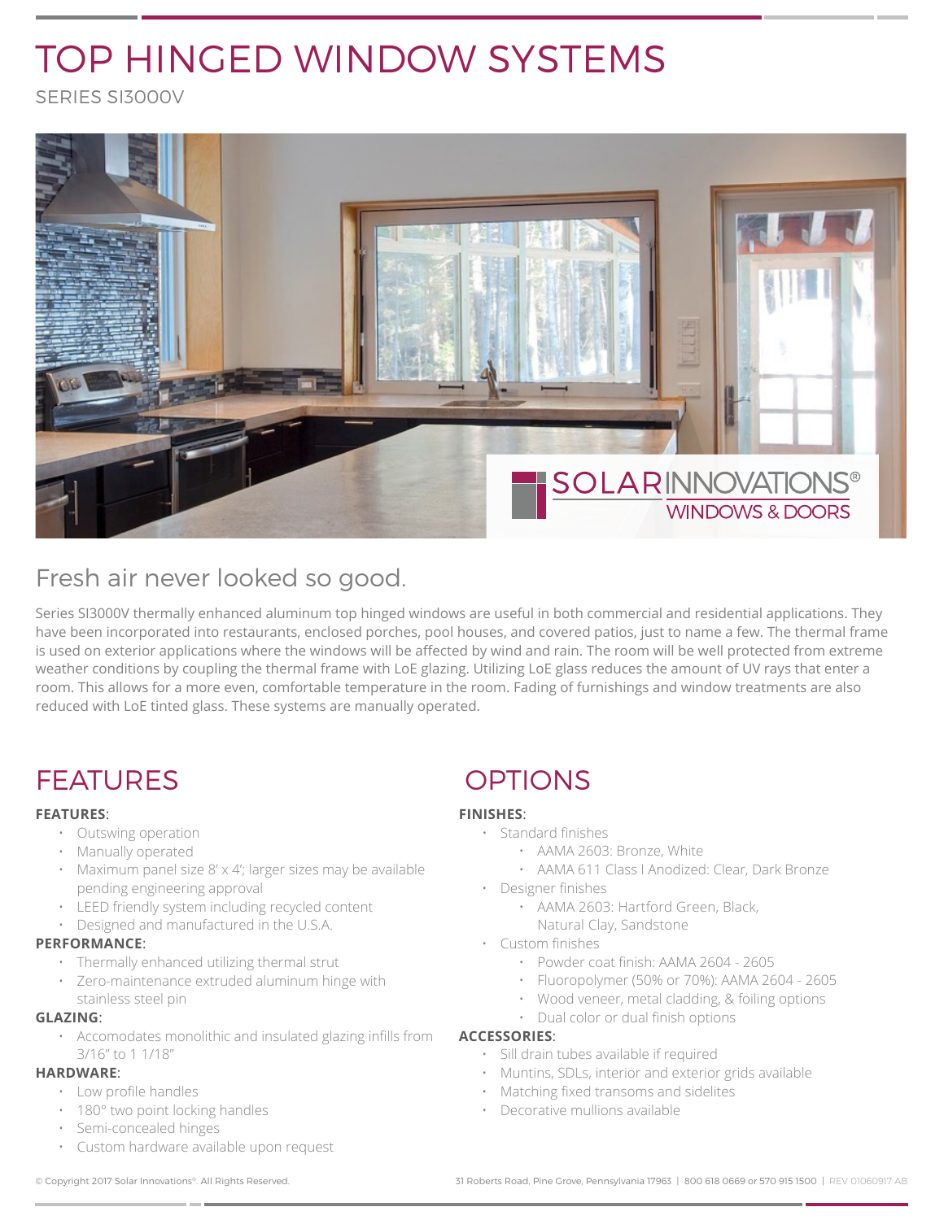# TOP HINGED WINDOW SYSTEMS

SERIES SI3000V

## Fresh air never looked so good.

Series SI3000V thermally enhanced aluminum top hinged windows are useful in both commercial and residential applications. They have been incorporated into restaurants, enclosed porches, pool houses, and covered patios, just to name a few. The thermal frame is used on exterior applications where the windows will be affected by wind and rain. The room will be well protected from extreme weather conditions by coupling the thermal frame with LoE glazing. Utilizing LoE glass reduces the amount of UV rays that enter a room. This allows for a more even, comfortable temperature in the room. Fading of furnishings and window treatments are also reduced with LoE tinted glass. These systems are manually operated.

## FEATURES

**FEATURES**:

- Outswing operation
- Manually operated
- Maximum panel size 8' x 4'; larger sizes may be available pending engineering approval
- LEED friendly system including recycled content
- Designed and manufactured in the U.S.A.

**PERFORMANCE**:

- Thermally enhanced utilizing thermal strut
- Zero-maintenance extruded aluminum hinge with stainless steel pin

**GLAZING**:

- Accomodates monolithic and insulated glazing infills from 3/16" to 1 1/18"

**HARDWARE**:

- Low profile handles
- 180° two point locking handles
- Semi-concealed hinges
- Custom hardware available upon request

## OPTIONS

**FINISHES**:

- Standard finishes
  - AAMA 2603: Bronze, White
  - AAMA 611 Class I Anodized: Clear, Dark Bronze
- Designer finishes
  - AAMA 2603: Hartford Green, Black, Natural Clay, Sandstone
- Custom finishes
  - Powder coat finish: AAMA 2604 - 2605
  - Fluoropolymer (50% or 70%): AAMA 2604 - 2605
  - Wood veneer, metal cladding, & foiling options
  - Dual color or dual finish options

**ACCESSORIES**:

- Sill drain tubes available if required
- Muntins, SDLs, interior and exterior grids available
- Matching fixed transoms and sidelites
- Decorative mullions available

© Copyright 2017 Solar Innovations®. All Rights Reserved.

31 Roberts Road, Pine Grove, Pennsylvania 17963 | 800 618 0669 or 570 915 1500 | REV 01060917 AB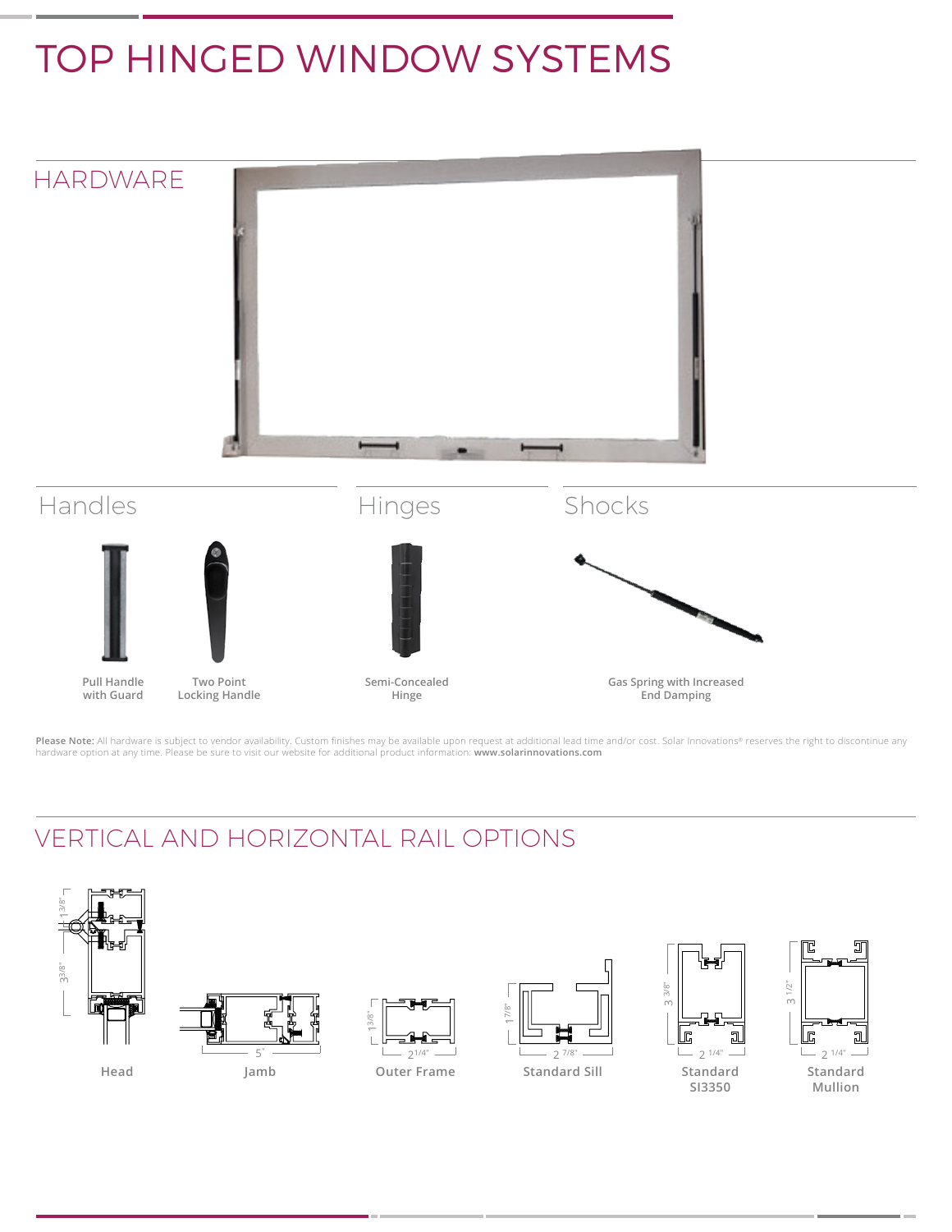# TOP HINGED WINDOW SYSTEMS

## HARDWARE

### Handles

Pull Handle with Guard

Two Point Locking Handle

### Hinges

Semi-Concealed Hinge

### Shocks

Gas Spring with Increased End Damping

**Please Note:** All hardware is subject to vendor availability. Custom finishes may be available upon request at additional lead time and/or cost. Solar Innovations® reserves the right to discontinue any hardware option at any time. Please be sure to visit our website for additional product information: **www.solarinnovations.com**

## VERTICAL AND HORIZONTAL RAIL OPTIONS

Head

Jamb

Outer Frame

Standard Sill

Standard SI3350

Standard Mullion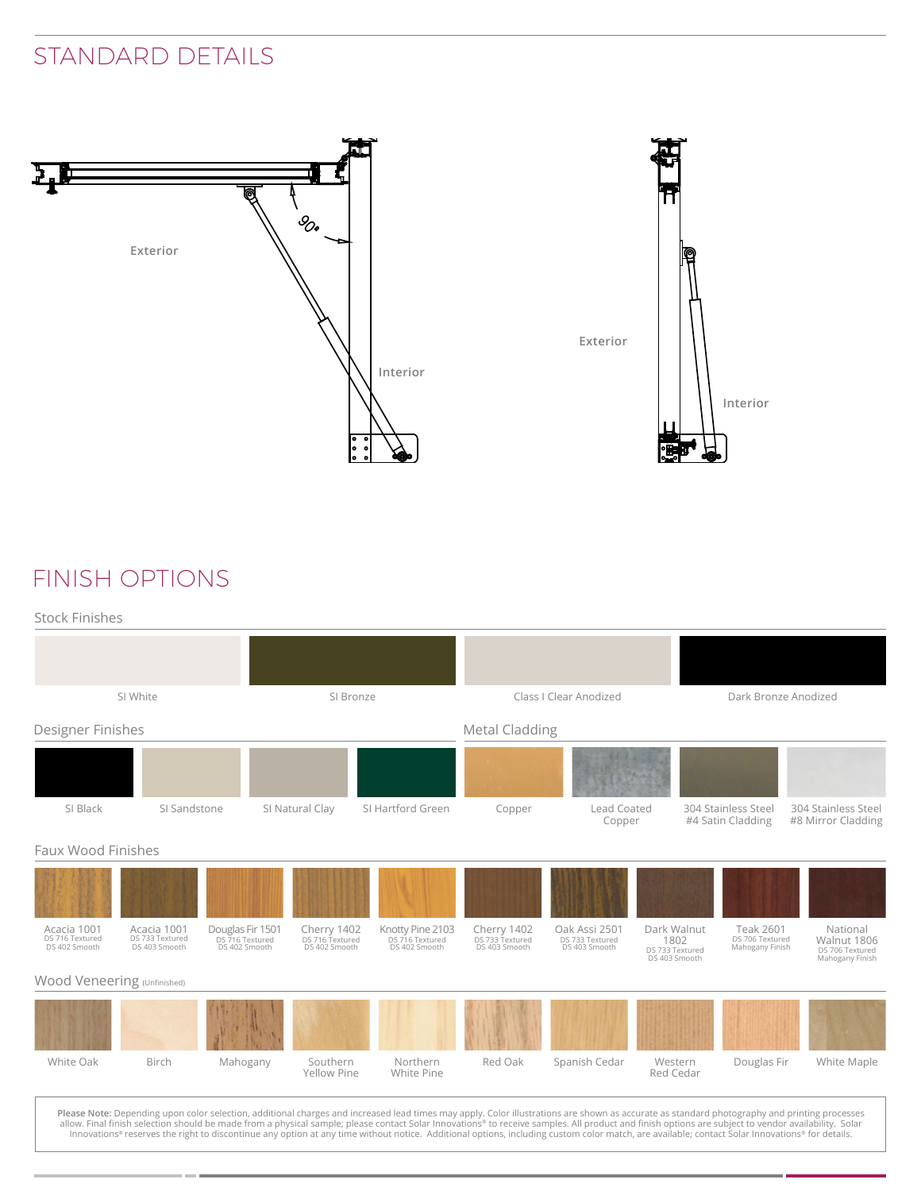# STANDARD DETAILS

Exterior

90°

Interior

Exterior

Interior

# FINISH OPTIONS

## Stock Finishes

SI White

SI Bronze

Class I Clear Anodized

Dark Bronze Anodized

## Designer Finishes

SI Black

SI Sandstone

SI Natural Clay

SI Hartford Green

## Metal Cladding

Copper

Lead Coated Copper

304 Stainless Steel #4 Satin Cladding

304 Stainless Steel #8 Mirror Cladding

## Faux Wood Finishes

Acacia 1001
DS 716 Textured
DS 402 Smooth

Acacia 1001
DS 733 Textured
DS 403 Smooth

Douglas Fir 1501
DS 716 Textured
DS 402 Smooth

Cherry 1402
DS 716 Textured
DS 402 Smooth

Knotty Pine 2103
DS 716 Textured
DS 402 Smooth

Cherry 1402
DS 733 Textured
DS 403 Smooth

Oak Assi 2501
DS 733 Textured
DS 403 Smooth

Dark Walnut 1802
DS 733 Textured
DS 403 Smooth

Teak 2601
DS 706 Textured
Mahogany Finish

National Walnut 1806
DS 706 Textured
Mahogany Finish

## Wood Veneering (Unfinished)

White Oak

Birch

Mahogany

Southern Yellow Pine

Northern White Pine

Red Oak

Spanish Cedar

Western Red Cedar

Douglas Fir

White Maple

**Please Note:** Depending upon color selection, additional charges and increased lead times may apply. Color illustrations are shown as accurate as standard photography and printing processes allow. Final finish selection should be made from a physical sample; please contact Solar Innovations® to receive samples. All product and finish options are subject to vendor availability. Solar Innovations® reserves the right to discontinue any option at any time without notice. Additional options, including custom color match, are available; contact Solar Innovations® for details.